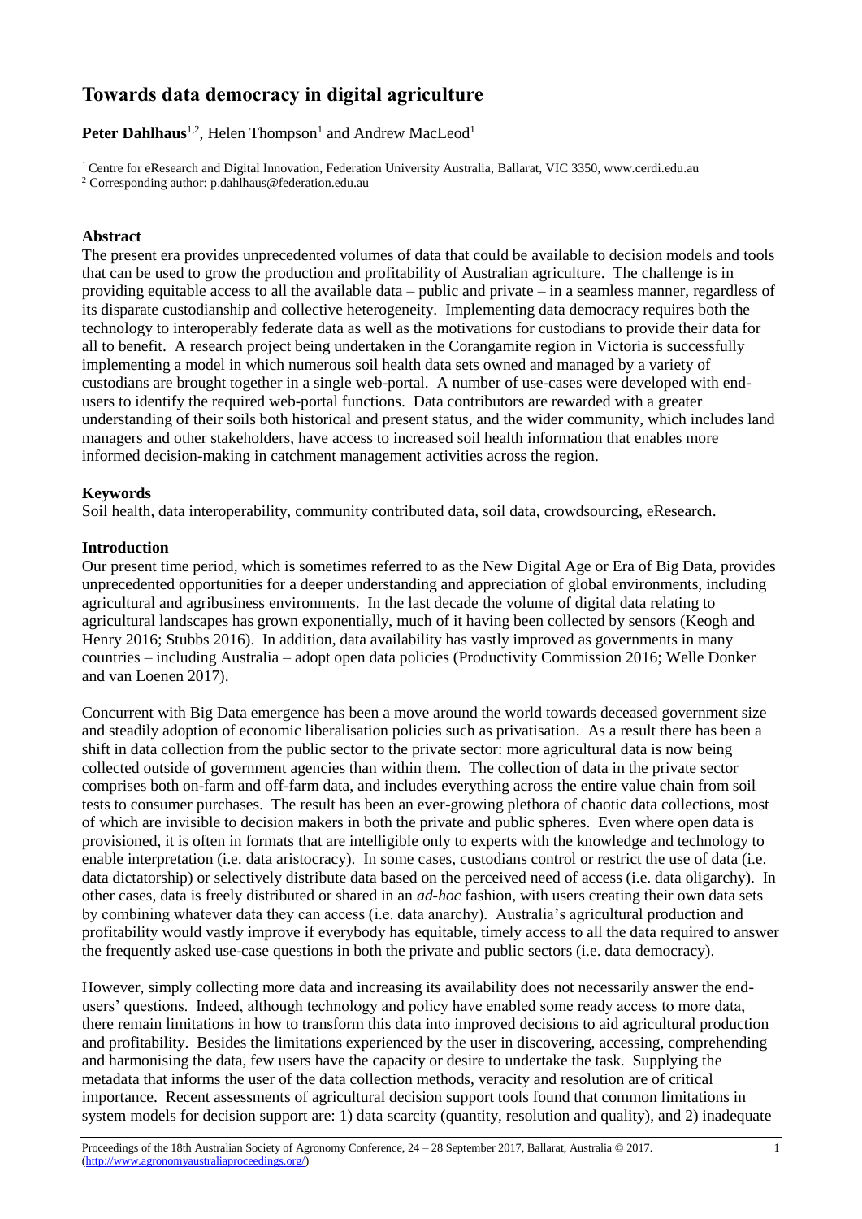# Towards data democracy in digital agriculture

**Peter Dahlhaus**[1,2], Helen Thompson[1] and Andrew MacLeod[1]

[1] Centre for eResearch and Digital Innovation, Federation University Australia, Ballarat, VIC 3350, www.cerdi.edu.au
[2] Corresponding author: p.dahlhaus@federation.edu.au

### Abstract

The present era provides unprecedented volumes of data that could be available to decision models and tools that can be used to grow the production and profitability of Australian agriculture. The challenge is in providing equitable access to all the available data – public and private – in a seamless manner, regardless of its disparate custodianship and collective heterogeneity. Implementing data democracy requires both the technology to interoperably federate data as well as the motivations for custodians to provide their data for all to benefit. A research project being undertaken in the Corangamite region in Victoria is successfully implementing a model in which numerous soil health data sets owned and managed by a variety of custodians are brought together in a single web-portal. A number of use-cases were developed with end-users to identify the required web-portal functions. Data contributors are rewarded with a greater understanding of their soils both historical and present status, and the wider community, which includes land managers and other stakeholders, have access to increased soil health information that enables more informed decision-making in catchment management activities across the region.

### Keywords

Soil health, data interoperability, community contributed data, soil data, crowdsourcing, eResearch.

### Introduction

Our present time period, which is sometimes referred to as the New Digital Age or Era of Big Data, provides unprecedented opportunities for a deeper understanding and appreciation of global environments, including agricultural and agribusiness environments. In the last decade the volume of digital data relating to agricultural landscapes has grown exponentially, much of it having been collected by sensors (Keogh and Henry 2016; Stubbs 2016). In addition, data availability has vastly improved as governments in many countries – including Australia – adopt open data policies (Productivity Commission 2016; Welle Donker and van Loenen 2017).

Concurrent with Big Data emergence has been a move around the world towards deceased government size and steadily adoption of economic liberalisation policies such as privatisation. As a result there has been a shift in data collection from the public sector to the private sector: more agricultural data is now being collected outside of government agencies than within them. The collection of data in the private sector comprises both on-farm and off-farm data, and includes everything across the entire value chain from soil tests to consumer purchases. The result has been an ever-growing plethora of chaotic data collections, most of which are invisible to decision makers in both the private and public spheres. Even where open data is provisioned, it is often in formats that are intelligible only to experts with the knowledge and technology to enable interpretation (i.e. data aristocracy). In some cases, custodians control or restrict the use of data (i.e. data dictatorship) or selectively distribute data based on the perceived need of access (i.e. data oligarchy). In other cases, data is freely distributed or shared in an *ad-hoc* fashion, with users creating their own data sets by combining whatever data they can access (i.e. data anarchy). Australia's agricultural production and profitability would vastly improve if everybody has equitable, timely access to all the data required to answer the frequently asked use-case questions in both the private and public sectors (i.e. data democracy).

However, simply collecting more data and increasing its availability does not necessarily answer the end-users' questions. Indeed, although technology and policy have enabled some ready access to more data, there remain limitations in how to transform this data into improved decisions to aid agricultural production and profitability. Besides the limitations experienced by the user in discovering, accessing, comprehending and harmonising the data, few users have the capacity or desire to undertake the task. Supplying the metadata that informs the user of the data collection methods, veracity and resolution are of critical importance. Recent assessments of agricultural decision support tools found that common limitations in system models for decision support are: 1) data scarcity (quantity, resolution and quality), and 2) inadequate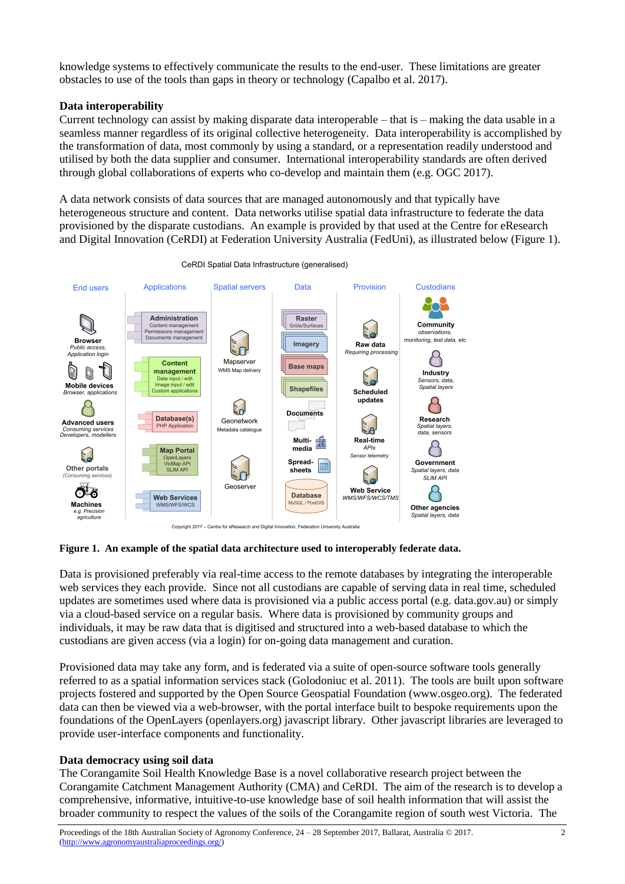knowledge systems to effectively communicate the results to the end-user. These limitations are greater obstacles to use of the tools than gaps in theory or technology (Capalbo et al. 2017).

## Data interoperability

Current technology can assist by making disparate data interoperable – that is – making the data usable in a seamless manner regardless of its original collective heterogeneity. Data interoperability is accomplished by the transformation of data, most commonly by using a standard, or a representation readily understood and utilised by both the data supplier and consumer. International interoperability standards are often derived through global collaborations of experts who co-develop and maintain them (e.g. OGC 2017).

A data network consists of data sources that are managed autonomously and that typically have heterogeneous structure and content. Data networks utilise spatial data infrastructure to federate the data provisioned by the disparate custodians. An example is provided by that used at the Centre for eResearch and Digital Innovation (CeRDI) at Federation University Australia (FedUni), as illustrated below (Figure 1).

**Figure 1. An example of the spatial data architecture used to interoperably federate data.**

Data is provisioned preferably via real-time access to the remote databases by integrating the interoperable web services they each provide. Since not all custodians are capable of serving data in real time, scheduled updates are sometimes used where data is provisioned via a public access portal (e.g. data.gov.au) or simply via a cloud-based service on a regular basis. Where data is provisioned by community groups and individuals, it may be raw data that is digitised and structured into a web-based database to which the custodians are given access (via a login) for on-going data management and curation.

Provisioned data may take any form, and is federated via a suite of open-source software tools generally referred to as a spatial information services stack (Golodoniuc et al. 2011). The tools are built upon software projects fostered and supported by the Open Source Geospatial Foundation (www.osgeo.org). The federated data can then be viewed via a web-browser, with the portal interface built to bespoke requirements upon the foundations of the OpenLayers (openlayers.org) javascript library. Other javascript libraries are leveraged to provide user-interface components and functionality.

## Data democracy using soil data

The Corangamite Soil Health Knowledge Base is a novel collaborative research project between the Corangamite Catchment Management Authority (CMA) and CeRDI. The aim of the research is to develop a comprehensive, informative, intuitive-to-use knowledge base of soil health information that will assist the broader community to respect the values of the soils of the Corangamite region of south west Victoria. The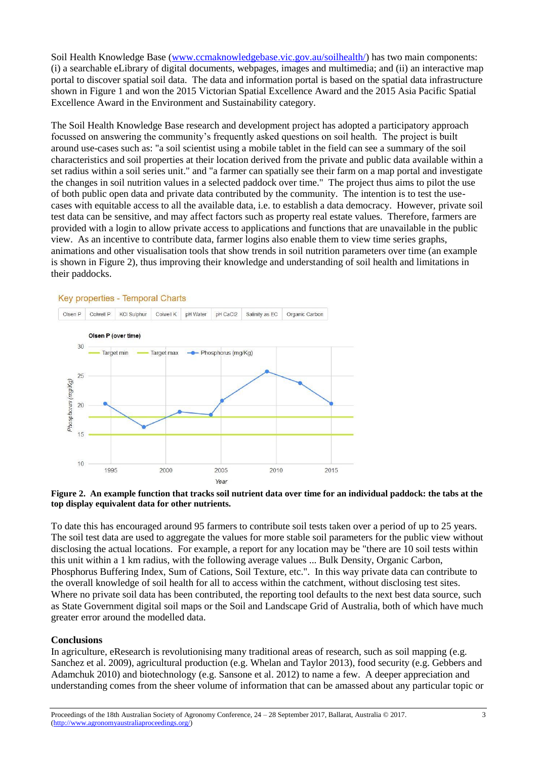Soil Health Knowledge Base (www.ccmaknowledgebase.vic.gov.au/soilhealth/) has two main components: (i) a searchable eLibrary of digital documents, webpages, images and multimedia; and (ii) an interactive map portal to discover spatial soil data. The data and information portal is based on the spatial data infrastructure shown in Figure 1 and won the 2015 Victorian Spatial Excellence Award and the 2015 Asia Pacific Spatial Excellence Award in the Environment and Sustainability category.

The Soil Health Knowledge Base research and development project has adopted a participatory approach focussed on answering the community's frequently asked questions on soil health. The project is built around use-cases such as: "a soil scientist using a mobile tablet in the field can see a summary of the soil characteristics and soil properties at their location derived from the private and public data available within a set radius within a soil series unit." and "a farmer can spatially see their farm on a map portal and investigate the changes in soil nutrition values in a selected paddock over time." The project thus aims to pilot the use of both public open data and private data contributed by the community. The intention is to test the use-cases with equitable access to all the available data, i.e. to establish a data democracy. However, private soil test data can be sensitive, and may affect factors such as property real estate values. Therefore, farmers are provided with a login to allow private access to applications and functions that are unavailable in the public view. As an incentive to contribute data, farmer logins also enable them to view time series graphs, animations and other visualisation tools that show trends in soil nutrition parameters over time (an example is shown in Figure 2), thus improving their knowledge and understanding of soil health and limitations in their paddocks.

**Figure 2. An example function that tracks soil nutrient data over time for an individual paddock: the tabs at the top display equivalent data for other nutrients.**

To date this has encouraged around 95 farmers to contribute soil tests taken over a period of up to 25 years. The soil test data are used to aggregate the values for more stable soil parameters for the public view without disclosing the actual locations. For example, a report for any location may be "there are 10 soil tests within this unit within a 1 km radius, with the following average values ... Bulk Density, Organic Carbon, Phosphorus Buffering Index, Sum of Cations, Soil Texture, etc.". In this way private data can contribute to the overall knowledge of soil health for all to access within the catchment, without disclosing test sites. Where no private soil data has been contributed, the reporting tool defaults to the next best data source, such as State Government digital soil maps or the Soil and Landscape Grid of Australia, both of which have much greater error around the modelled data.

## Conclusions

In agriculture, eResearch is revolutionising many traditional areas of research, such as soil mapping (e.g. Sanchez et al. 2009), agricultural production (e.g. Whelan and Taylor 2013), food security (e.g. Gebbers and Adamchuk 2010) and biotechnology (e.g. Sansone et al. 2012) to name a few. A deeper appreciation and understanding comes from the sheer volume of information that can be amassed about any particular topic or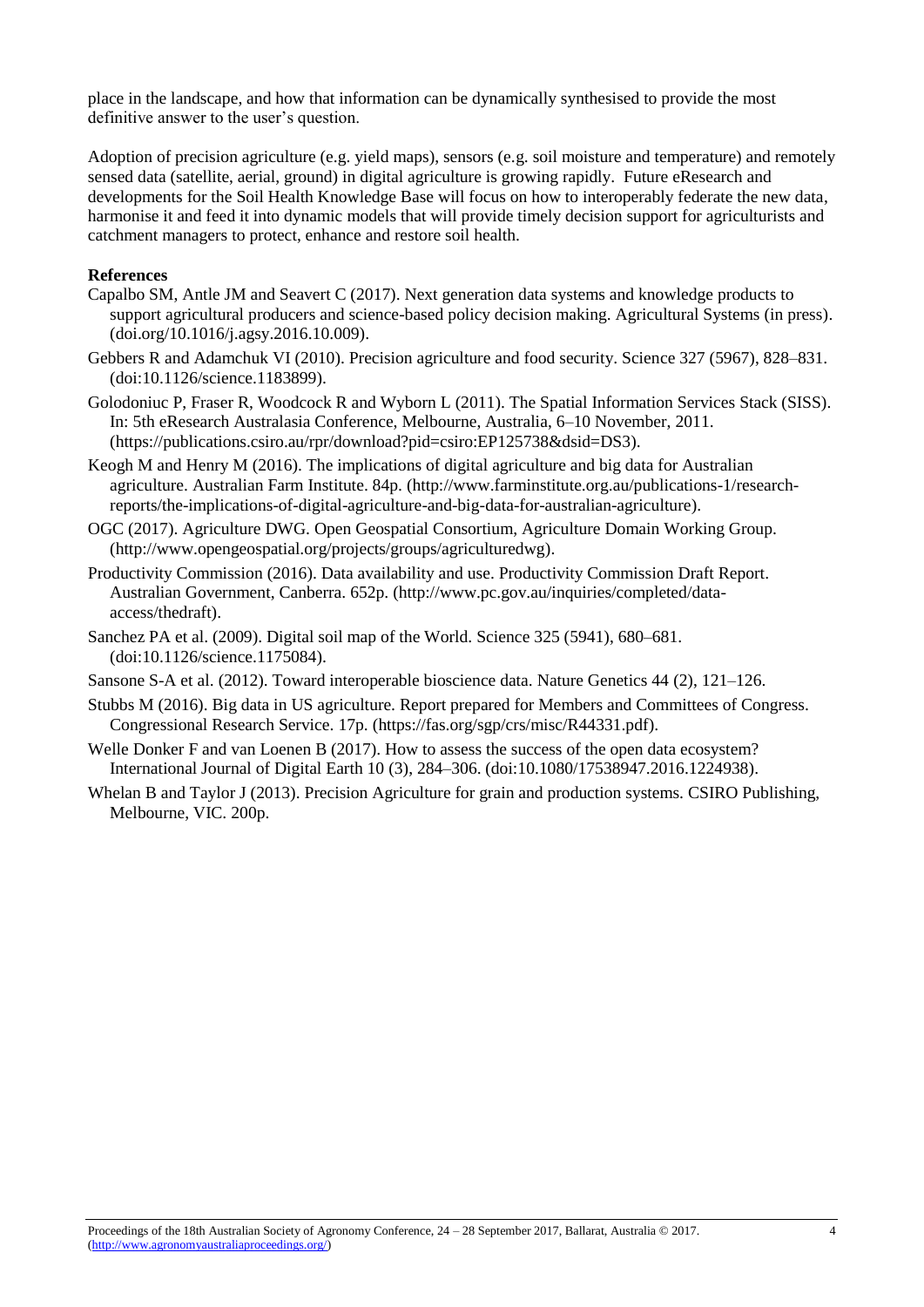place in the landscape, and how that information can be dynamically synthesised to provide the most definitive answer to the user's question.

Adoption of precision agriculture (e.g. yield maps), sensors (e.g. soil moisture and temperature) and remotely sensed data (satellite, aerial, ground) in digital agriculture is growing rapidly. Future eResearch and developments for the Soil Health Knowledge Base will focus on how to interoperably federate the new data, harmonise it and feed it into dynamic models that will provide timely decision support for agriculturists and catchment managers to protect, enhance and restore soil health.

**References**

Capalbo SM, Antle JM and Seavert C (2017). Next generation data systems and knowledge products to support agricultural producers and science-based policy decision making. Agricultural Systems (in press). (doi.org/10.1016/j.agsy.2016.10.009).

Gebbers R and Adamchuk VI (2010). Precision agriculture and food security. Science 327 (5967), 828–831. (doi:10.1126/science.1183899).

Golodoniuc P, Fraser R, Woodcock R and Wyborn L (2011). The Spatial Information Services Stack (SISS). In: 5th eResearch Australasia Conference, Melbourne, Australia, 6–10 November, 2011. (https://publications.csiro.au/rpr/download?pid=csiro:EP125738&dsid=DS3).

Keogh M and Henry M (2016). The implications of digital agriculture and big data for Australian agriculture. Australian Farm Institute. 84p. (http://www.farminstitute.org.au/publications-1/research-reports/the-implications-of-digital-agriculture-and-big-data-for-australian-agriculture).

OGC (2017). Agriculture DWG. Open Geospatial Consortium, Agriculture Domain Working Group. (http://www.opengeospatial.org/projects/groups/agriculturedwg).

Productivity Commission (2016). Data availability and use. Productivity Commission Draft Report. Australian Government, Canberra. 652p. (http://www.pc.gov.au/inquiries/completed/data-access/thedraft).

Sanchez PA et al. (2009). Digital soil map of the World. Science 325 (5941), 680–681. (doi:10.1126/science.1175084).

Sansone S-A et al. (2012). Toward interoperable bioscience data. Nature Genetics 44 (2), 121–126.

Stubbs M (2016). Big data in US agriculture. Report prepared for Members and Committees of Congress. Congressional Research Service. 17p. (https://fas.org/sgp/crs/misc/R44331.pdf).

Welle Donker F and van Loenen B (2017). How to assess the success of the open data ecosystem? International Journal of Digital Earth 10 (3), 284–306. (doi:10.1080/17538947.2016.1224938).

Whelan B and Taylor J (2013). Precision Agriculture for grain and production systems. CSIRO Publishing, Melbourne, VIC. 200p.